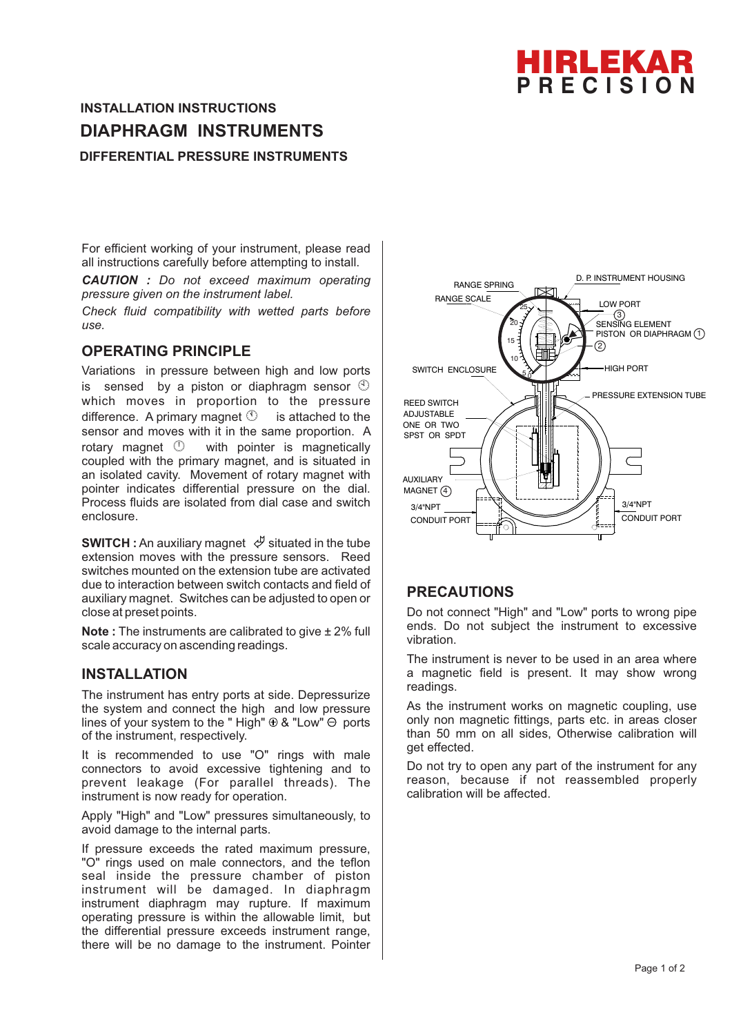**HIRLEKAR PRECISION**

### INSTALLATION INSTRUCTIONS

## DIAPHRAGM INSTRUMENTS

### DIFFERENTIAL PRESSURE INSTRUMENTS

For efficient working of your instrument, please read all instructions carefully before attempting to install.

***CAUTION :*** *Do not exceed maximum operating pressure given on the instrument label.*

*Check fluid compatibility with wetted parts before use.*

## OPERATING PRINCIPLE

Variations in pressure between high and low ports is sensed by a piston or diaphragm sensor ③ which moves in proportion to the pressure difference. A primary magnet ① is attached to the sensor and moves with it in the same proportion. A rotary magnet ② with pointer is magnetically coupled with the primary magnet, and is situated in an isolated cavity. Movement of rotary magnet with pointer indicates differential pressure on the dial. Process fluids are isolated from dial case and switch enclosure.

**SWITCH :** An auxiliary magnet ④ situated in the tube extension moves with the pressure sensors. Reed switches mounted on the extension tube are activated due to interaction between switch contacts and field of auxiliary magnet. Switches can be adjusted to open or close at preset points.

**Note :** The instruments are calibrated to give ± 2% full scale accuracy on ascending readings.

## INSTALLATION

The instrument has entry ports at side. Depressurize the system and connect the high and low pressure lines of your system to the " High" ⊕ & "Low" ⊖ ports of the instrument, respectively.

It is recommended to use "O" rings with male connectors to avoid excessive tightening and to prevent leakage (For parallel threads). The instrument is now ready for operation.

Apply "High" and "Low" pressures simultaneously, to avoid damage to the internal parts.

If pressure exceeds the rated maximum pressure, "O" rings used on male connectors, and the teflon seal inside the pressure chamber of piston instrument will be damaged. In diaphragm instrument diaphragm may rupture. If maximum operating pressure is within the allowable limit, but the differential pressure exceeds instrument range, there will be no damage to the instrument. Pointer

RANGE SPRING
RANGE SCALE
D. P. INSTRUMENT HOUSING
LOW PORT
SENSING ELEMENT PISTON OR DIAPHRAGM ① ② ③
SWITCH ENCLOSURE
HIGH PORT
PRESSURE EXTENSION TUBE
REED SWITCH ADJUSTABLE ONE OR TWO SPST OR SPDT
AUXILIARY MAGNET ④
3/4"NPT CONDUIT PORT
3/4"NPT CONDUIT PORT

## PRECAUTIONS

Do not connect "High" and "Low" ports to wrong pipe ends. Do not subject the instrument to excessive vibration.

The instrument is never to be used in an area where a magnetic field is present. It may show wrong readings.

As the instrument works on magnetic coupling, use only non magnetic fittings, parts etc. in areas closer than 50 mm on all sides, Otherwise calibration will get effected.

Do not try to open any part of the instrument for any reason, because if not reassembled properly calibration will be affected.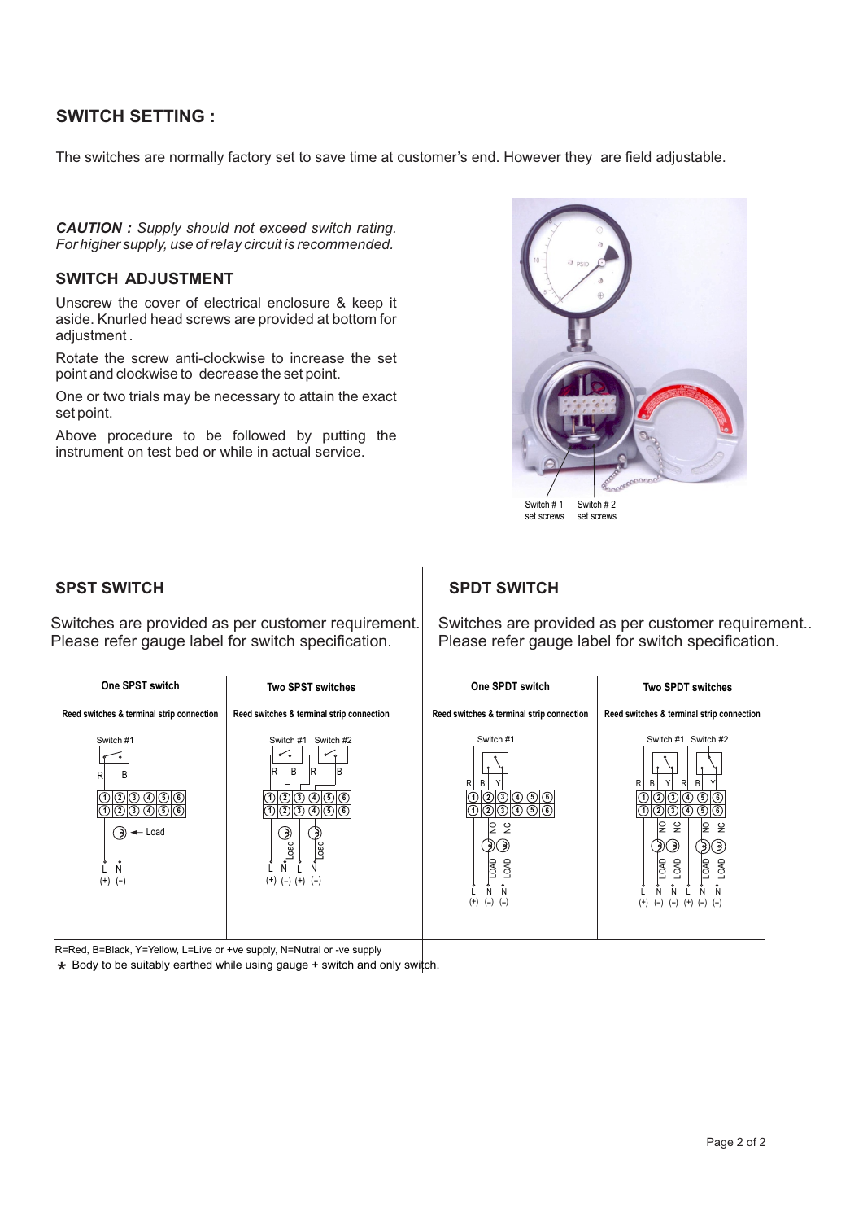## SWITCH SETTING :

The switches are normally factory set to save time at customer's end. However they are field adjustable.

***CAUTION :*** *Supply should not exceed switch rating. For higher supply, use of relay circuit is recommended.*

### SWITCH ADJUSTMENT

Unscrew the cover of electrical enclosure & keep it aside. Knurled head screws are provided at bottom for adjustment .

Rotate the screw anti-clockwise to increase the set point and clockwise to decrease the set point.

One or two trials may be necessary to attain the exact set point.

Above procedure to be followed by putting the instrument on test bed or while in actual service.

Switch # 1 set screws

Switch # 2 set screws

### SPST SWITCH

Switches are provided as per customer requirement. Please refer gauge label for switch specification.

**One SPST switch**

**Reed switches & terminal strip connection**

Switch #1

R B

1 2 3 4 5 6

Load

L N

(+) (–)

**Two SPST switches**

**Reed switches & terminal strip connection**

Switch #1 Switch #2

R B R B

1 2 3 4 5 6

Load Load

L N L N

(+) (–) (+) (–)

### SPDT SWITCH

Switches are provided as per customer requirement.. Please refer gauge label for switch specification.

**One SPDT switch**

**Reed switches & terminal strip connection**

Switch #1

R B Y

1 2 3 4 5 6

NO NC

LOAD LOAD

L N N

(+) (–) (–)

**Two SPDT switches**

**Reed switches & terminal strip connection**

Switch #1 Switch #2

R B Y R B Y

1 2 3 4 5 6

NO NC NO NC

LOAD LOAD LOAD LOAD

L N N L N N

(+) (–) (–) (+) (–) (–)

R=Red, B=Black, Y=Yellow, L=Live or +ve supply, N=Nutral or -ve supply

* Body to be suitably earthed while using gauge + switch and only switch.